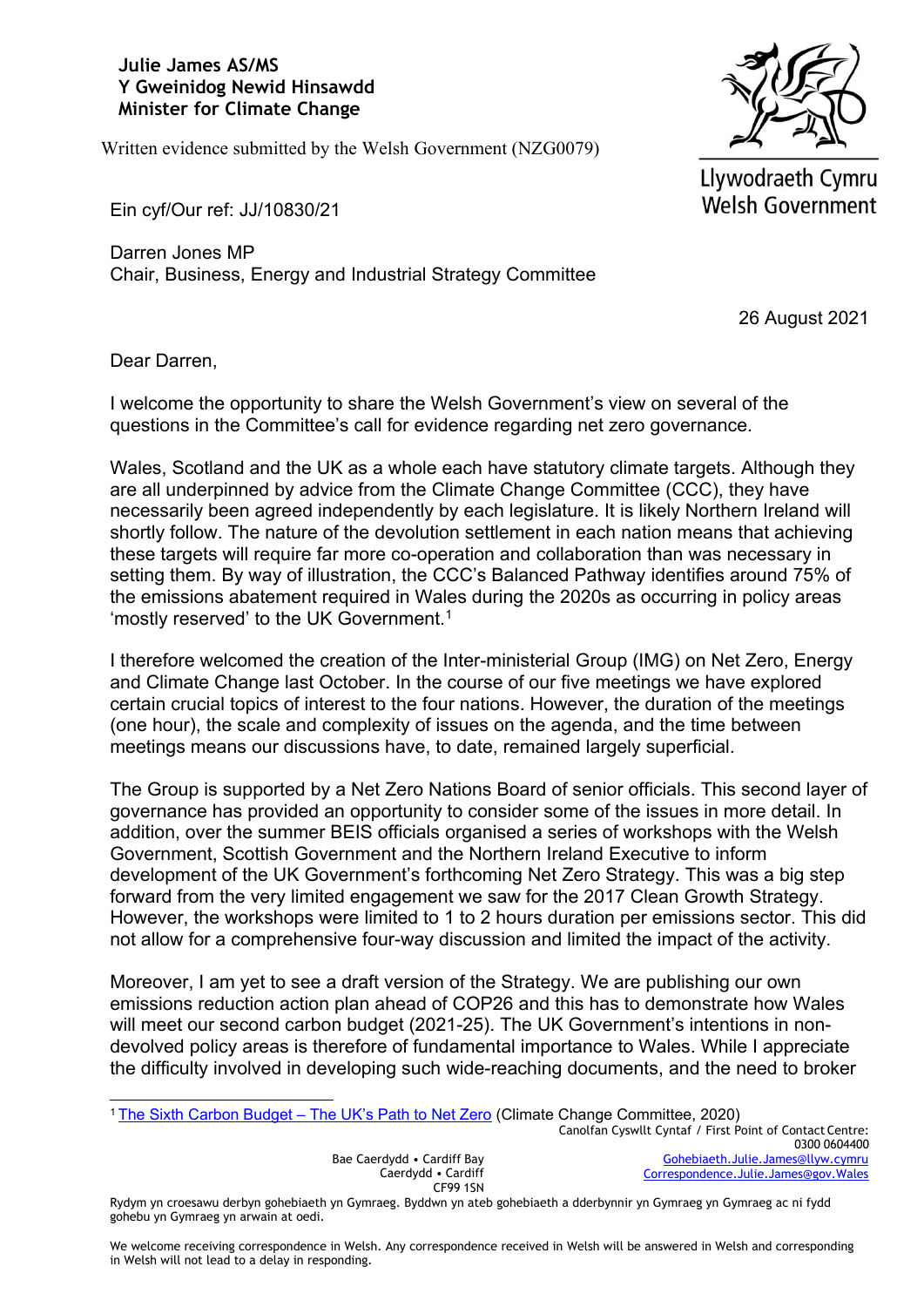**Julie James AS/MS**
**Y Gweinidog Newid Hinsawdd**
**Minister for Climate Change**

Written evidence submitted by the Welsh Government (NZG0079)

Llywodraeth Cymru
Welsh Government

Ein cyf/Our ref: JJ/10830/21

Darren Jones MP
Chair, Business, Energy and Industrial Strategy Committee

26 August 2021

Dear Darren,

I welcome the opportunity to share the Welsh Government's view on several of the questions in the Committee's call for evidence regarding net zero governance.

Wales, Scotland and the UK as a whole each have statutory climate targets. Although they are all underpinned by advice from the Climate Change Committee (CCC), they have necessarily been agreed independently by each legislature. It is likely Northern Ireland will shortly follow. The nature of the devolution settlement in each nation means that achieving these targets will require far more co-operation and collaboration than was necessary in setting them. By way of illustration, the CCC's Balanced Pathway identifies around 75% of the emissions abatement required in Wales during the 2020s as occurring in policy areas 'mostly reserved' to the UK Government.[1]

I therefore welcomed the creation of the Inter-ministerial Group (IMG) on Net Zero, Energy and Climate Change last October. In the course of our five meetings we have explored certain crucial topics of interest to the four nations. However, the duration of the meetings (one hour), the scale and complexity of issues on the agenda, and the time between meetings means our discussions have, to date, remained largely superficial.

The Group is supported by a Net Zero Nations Board of senior officials. This second layer of governance has provided an opportunity to consider some of the issues in more detail. In addition, over the summer BEIS officials organised a series of workshops with the Welsh Government, Scottish Government and the Northern Ireland Executive to inform development of the UK Government's forthcoming Net Zero Strategy. This was a big step forward from the very limited engagement we saw for the 2017 Clean Growth Strategy. However, the workshops were limited to 1 to 2 hours duration per emissions sector. This did not allow for a comprehensive four-way discussion and limited the impact of the activity.

Moreover, I am yet to see a draft version of the Strategy. We are publishing our own emissions reduction action plan ahead of COP26 and this has to demonstrate how Wales will meet our second carbon budget (2021-25). The UK Government's intentions in non-devolved policy areas is therefore of fundamental importance to Wales. While I appreciate the difficulty involved in developing such wide-reaching documents, and the need to broker

[1] The Sixth Carbon Budget – The UK's Path to Net Zero (Climate Change Committee, 2020)

Canolfan Cyswllt Cyntaf / First Point of Contact Centre:
0300 0604400
Gohebiaeth.Julie.James@llyw.cymru
Correspondence.Julie.James@gov.Wales

Bae Caerdydd • Cardiff Bay
Caerdydd • Cardiff
CF99 1SN

Rydym yn croesawu derbyn gohebiaeth yn Gymraeg. Byddwn yn ateb gohebiaeth a dderbynnir yn Gymraeg yn Gymraeg ac ni fydd gohebu yn Gymraeg yn arwain at oedi.

We welcome receiving correspondence in Welsh. Any correspondence received in Welsh will be answered in Welsh and corresponding in Welsh will not lead to a delay in responding.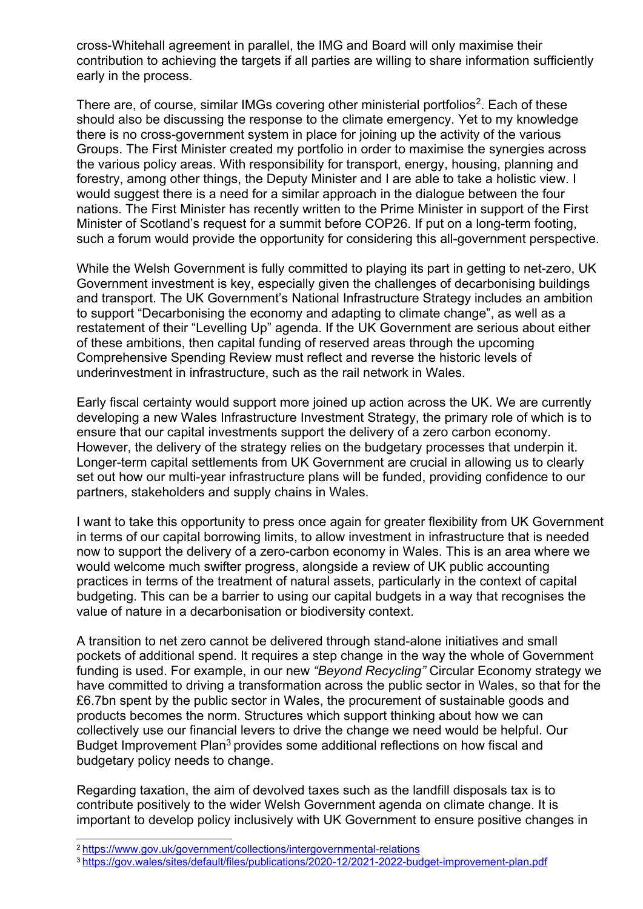cross-Whitehall agreement in parallel, the IMG and Board will only maximise their contribution to achieving the targets if all parties are willing to share information sufficiently early in the process.

There are, of course, similar IMGs covering other ministerial portfolios[2]. Each of these should also be discussing the response to the climate emergency. Yet to my knowledge there is no cross-government system in place for joining up the activity of the various Groups. The First Minister created my portfolio in order to maximise the synergies across the various policy areas. With responsibility for transport, energy, housing, planning and forestry, among other things, the Deputy Minister and I are able to take a holistic view. I would suggest there is a need for a similar approach in the dialogue between the four nations. The First Minister has recently written to the Prime Minister in support of the First Minister of Scotland's request for a summit before COP26. If put on a long-term footing, such a forum would provide the opportunity for considering this all-government perspective.

While the Welsh Government is fully committed to playing its part in getting to net-zero, UK Government investment is key, especially given the challenges of decarbonising buildings and transport. The UK Government's National Infrastructure Strategy includes an ambition to support "Decarbonising the economy and adapting to climate change", as well as a restatement of their "Levelling Up" agenda. If the UK Government are serious about either of these ambitions, then capital funding of reserved areas through the upcoming Comprehensive Spending Review must reflect and reverse the historic levels of underinvestment in infrastructure, such as the rail network in Wales.

Early fiscal certainty would support more joined up action across the UK. We are currently developing a new Wales Infrastructure Investment Strategy, the primary role of which is to ensure that our capital investments support the delivery of a zero carbon economy. However, the delivery of the strategy relies on the budgetary processes that underpin it. Longer-term capital settlements from UK Government are crucial in allowing us to clearly set out how our multi-year infrastructure plans will be funded, providing confidence to our partners, stakeholders and supply chains in Wales.

I want to take this opportunity to press once again for greater flexibility from UK Government in terms of our capital borrowing limits, to allow investment in infrastructure that is needed now to support the delivery of a zero-carbon economy in Wales. This is an area where we would welcome much swifter progress, alongside a review of UK public accounting practices in terms of the treatment of natural assets, particularly in the context of capital budgeting. This can be a barrier to using our capital budgets in a way that recognises the value of nature in a decarbonisation or biodiversity context.

A transition to net zero cannot be delivered through stand-alone initiatives and small pockets of additional spend. It requires a step change in the way the whole of Government funding is used. For example, in our new *"Beyond Recycling"* Circular Economy strategy we have committed to driving a transformation across the public sector in Wales, so that for the £6.7bn spent by the public sector in Wales, the procurement of sustainable goods and products becomes the norm. Structures which support thinking about how we can collectively use our financial levers to drive the change we need would be helpful. Our Budget Improvement Plan[3] provides some additional reflections on how fiscal and budgetary policy needs to change.

Regarding taxation, the aim of devolved taxes such as the landfill disposals tax is to contribute positively to the wider Welsh Government agenda on climate change. It is important to develop policy inclusively with UK Government to ensure positive changes in

---

[2] https://www.gov.uk/government/collections/intergovernmental-relations

[3] https://gov.wales/sites/default/files/publications/2020-12/2021-2022-budget-improvement-plan.pdf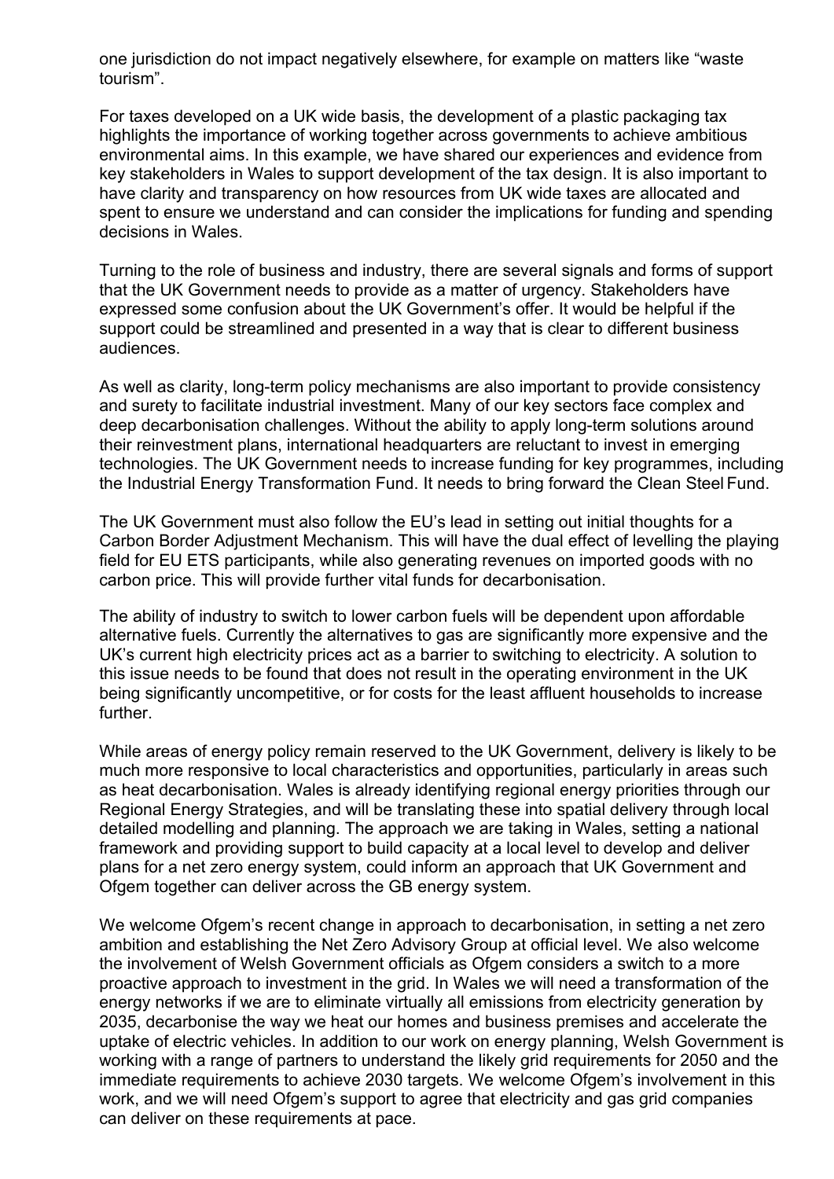one jurisdiction do not impact negatively elsewhere, for example on matters like "waste tourism".

For taxes developed on a UK wide basis, the development of a plastic packaging tax highlights the importance of working together across governments to achieve ambitious environmental aims. In this example, we have shared our experiences and evidence from key stakeholders in Wales to support development of the tax design. It is also important to have clarity and transparency on how resources from UK wide taxes are allocated and spent to ensure we understand and can consider the implications for funding and spending decisions in Wales.

Turning to the role of business and industry, there are several signals and forms of support that the UK Government needs to provide as a matter of urgency. Stakeholders have expressed some confusion about the UK Government's offer. It would be helpful if the support could be streamlined and presented in a way that is clear to different business audiences.

As well as clarity, long-term policy mechanisms are also important to provide consistency and surety to facilitate industrial investment. Many of our key sectors face complex and deep decarbonisation challenges. Without the ability to apply long-term solutions around their reinvestment plans, international headquarters are reluctant to invest in emerging technologies. The UK Government needs to increase funding for key programmes, including the Industrial Energy Transformation Fund. It needs to bring forward the Clean Steel Fund.

The UK Government must also follow the EU's lead in setting out initial thoughts for a Carbon Border Adjustment Mechanism. This will have the dual effect of levelling the playing field for EU ETS participants, while also generating revenues on imported goods with no carbon price. This will provide further vital funds for decarbonisation.

The ability of industry to switch to lower carbon fuels will be dependent upon affordable alternative fuels. Currently the alternatives to gas are significantly more expensive and the UK's current high electricity prices act as a barrier to switching to electricity. A solution to this issue needs to be found that does not result in the operating environment in the UK being significantly uncompetitive, or for costs for the least affluent households to increase further.

While areas of energy policy remain reserved to the UK Government, delivery is likely to be much more responsive to local characteristics and opportunities, particularly in areas such as heat decarbonisation. Wales is already identifying regional energy priorities through our Regional Energy Strategies, and will be translating these into spatial delivery through local detailed modelling and planning. The approach we are taking in Wales, setting a national framework and providing support to build capacity at a local level to develop and deliver plans for a net zero energy system, could inform an approach that UK Government and Ofgem together can deliver across the GB energy system.

We welcome Ofgem's recent change in approach to decarbonisation, in setting a net zero ambition and establishing the Net Zero Advisory Group at official level. We also welcome the involvement of Welsh Government officials as Ofgem considers a switch to a more proactive approach to investment in the grid. In Wales we will need a transformation of the energy networks if we are to eliminate virtually all emissions from electricity generation by 2035, decarbonise the way we heat our homes and business premises and accelerate the uptake of electric vehicles. In addition to our work on energy planning, Welsh Government is working with a range of partners to understand the likely grid requirements for 2050 and the immediate requirements to achieve 2030 targets. We welcome Ofgem's involvement in this work, and we will need Ofgem's support to agree that electricity and gas grid companies can deliver on these requirements at pace.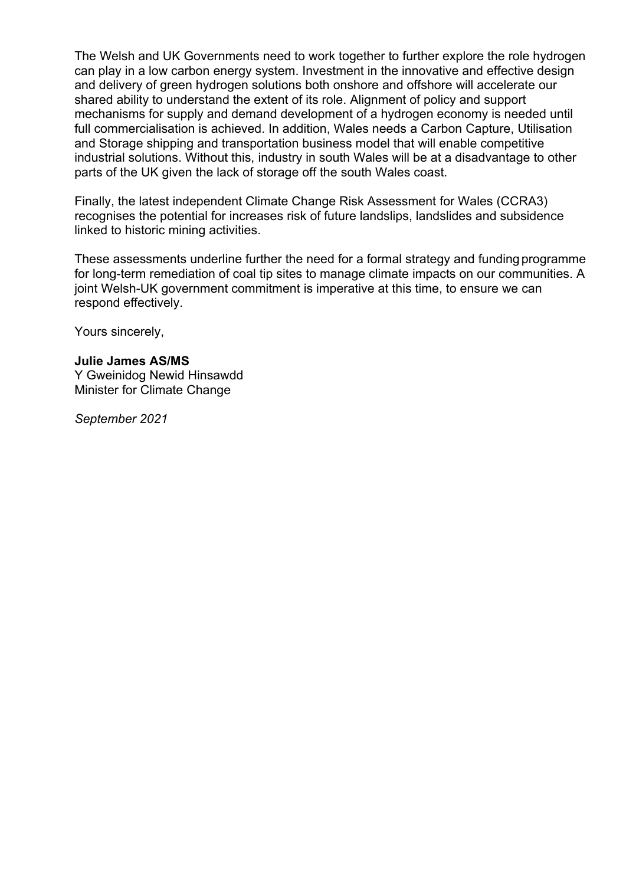The Welsh and UK Governments need to work together to further explore the role hydrogen can play in a low carbon energy system. Investment in the innovative and effective design and delivery of green hydrogen solutions both onshore and offshore will accelerate our shared ability to understand the extent of its role. Alignment of policy and support mechanisms for supply and demand development of a hydrogen economy is needed until full commercialisation is achieved. In addition, Wales needs a Carbon Capture, Utilisation and Storage shipping and transportation business model that will enable competitive industrial solutions. Without this, industry in south Wales will be at a disadvantage to other parts of the UK given the lack of storage off the south Wales coast.

Finally, the latest independent Climate Change Risk Assessment for Wales (CCRA3) recognises the potential for increases risk of future landslips, landslides and subsidence linked to historic mining activities.

These assessments underline further the need for a formal strategy and funding programme for long-term remediation of coal tip sites to manage climate impacts on our communities. A joint Welsh-UK government commitment is imperative at this time, to ensure we can respond effectively.

Yours sincerely,

**Julie James AS/MS**
Y Gweinidog Newid Hinsawdd
Minister for Climate Change

*September 2021*